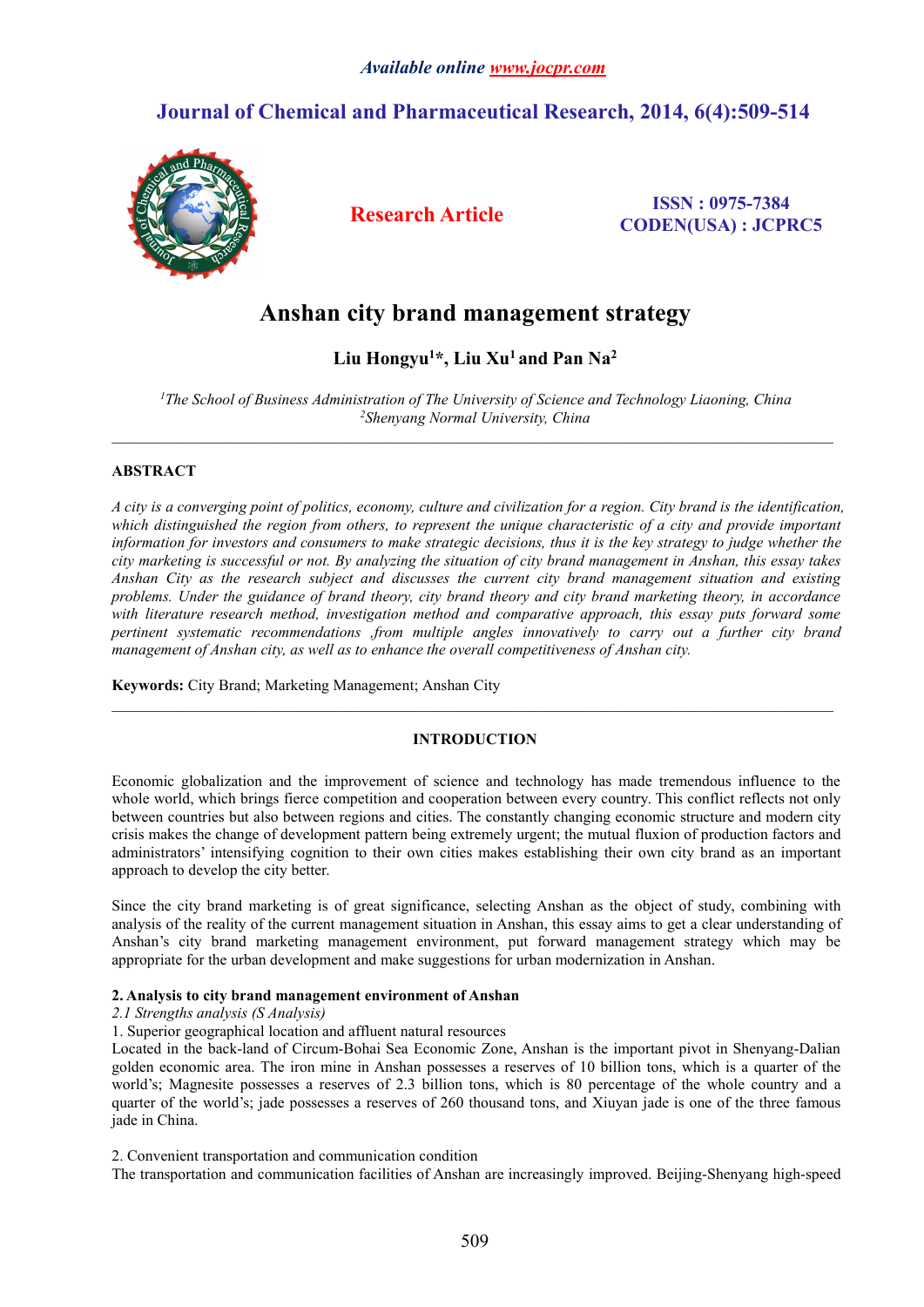Available online www.jocpr.com

# Journal of Chemical and Pharmaceutical Research, 2014, 6(4):509-514

**Research Article**

**ISSN : 0975-7384**
**CODEN(USA) : JCPRC5**

# Anshan city brand management strategy

**Liu Hongyu[1]*, Liu Xu[1] and Pan Na[2]**

*[1]The School of Business Administration of The University of Science and Technology Liaoning, China*
*[2]Shenyang Normal University, China*

---

## ABSTRACT

*A city is a converging point of politics, economy, culture and civilization for a region. City brand is the identification, which distinguished the region from others, to represent the unique characteristic of a city and provide important information for investors and consumers to make strategic decisions, thus it is the key strategy to judge whether the city marketing is successful or not. By analyzing the situation of city brand management in Anshan, this essay takes Anshan City as the research subject and discusses the current city brand management situation and existing problems. Under the guidance of brand theory, city brand theory and city brand marketing theory, in accordance with literature research method, investigation method and comparative approach, this essay puts forward some pertinent systematic recommendations ,from multiple angles innovatively to carry out a further city brand management of Anshan city, as well as to enhance the overall competitiveness of Anshan city.*

**Keywords:** City Brand; Marketing Management; Anshan City

---

## INTRODUCTION

Economic globalization and the improvement of science and technology has made tremendous influence to the whole world, which brings fierce competition and cooperation between every country. This conflict reflects not only between countries but also between regions and cities. The constantly changing economic structure and modern city crisis makes the change of development pattern being extremely urgent; the mutual fluxion of production factors and administrators' intensifying cognition to their own cities makes establishing their own city brand as an important approach to develop the city better.

Since the city brand marketing is of great significance, selecting Anshan as the object of study, combining with analysis of the reality of the current management situation in Anshan, this essay aims to get a clear understanding of Anshan's city brand marketing management environment, put forward management strategy which may be appropriate for the urban development and make suggestions for urban modernization in Anshan.

**2. Analysis to city brand management environment of Anshan**

*2.1 Strengths analysis (S Analysis)*

1. Superior geographical location and affluent natural resources

Located in the back-land of Circum-Bohai Sea Economic Zone, Anshan is the important pivot in Shenyang-Dalian golden economic area. The iron mine in Anshan possesses a reserves of 10 billion tons, which is a quarter of the world's; Magnesite possesses a reserves of 2.3 billion tons, which is 80 percentage of the whole country and a quarter of the world's; jade possesses a reserves of 260 thousand tons, and Xiuyan jade is one of the three famous jade in China.

2. Convenient transportation and communication condition

The transportation and communication facilities of Anshan are increasingly improved. Beijing-Shenyang high-speed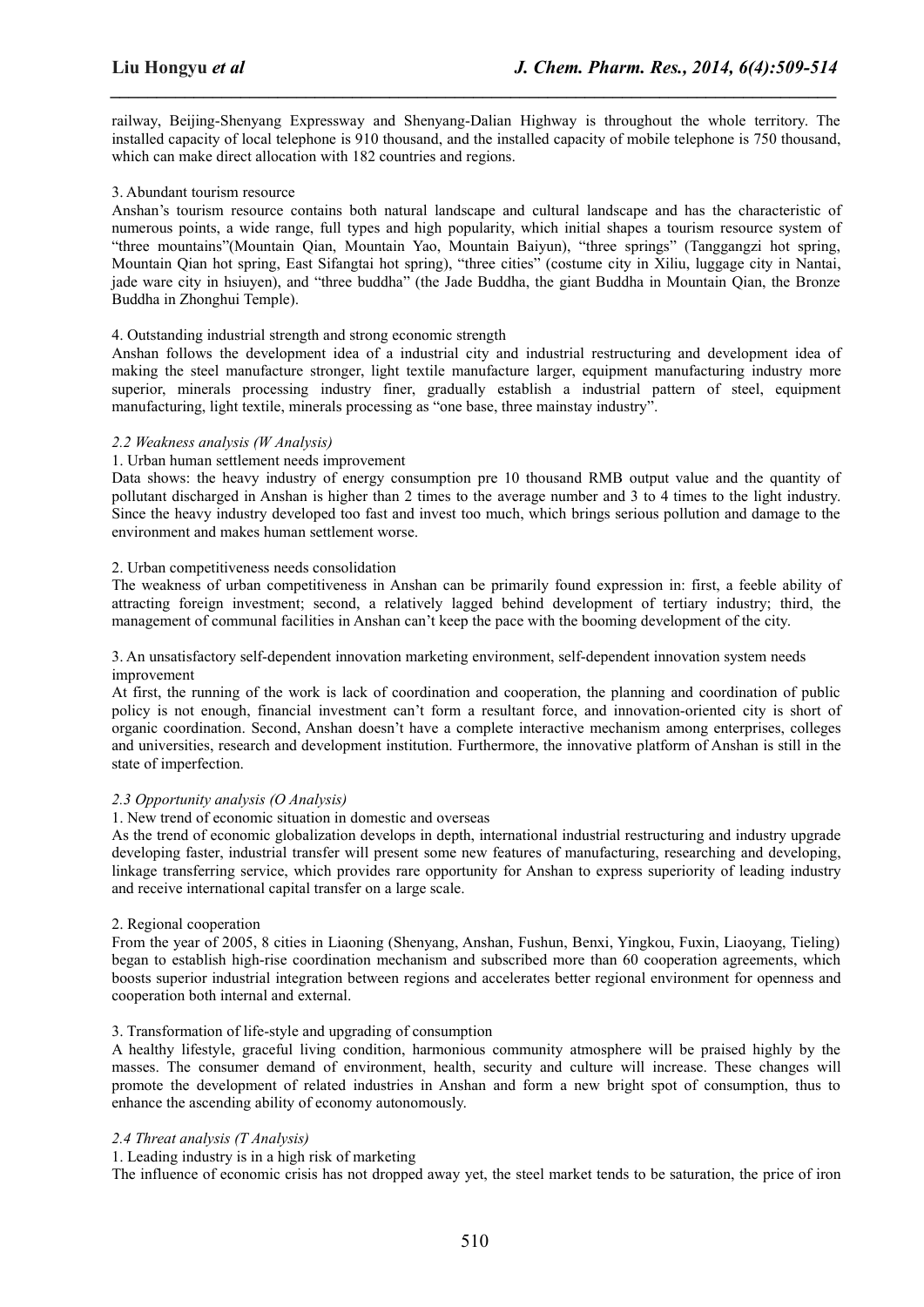railway, Beijing-Shenyang Expressway and Shenyang-Dalian Highway is throughout the whole territory. The installed capacity of local telephone is 910 thousand, and the installed capacity of mobile telephone is 750 thousand, which can make direct allocation with 182 countries and regions.

3. Abundant tourism resource

Anshan's tourism resource contains both natural landscape and cultural landscape and has the characteristic of numerous points, a wide range, full types and high popularity, which initial shapes a tourism resource system of "three mountains"(Mountain Qian, Mountain Yao, Mountain Baiyun), "three springs" (Tanggangzi hot spring, Mountain Qian hot spring, East Sifangtai hot spring), "three cities" (costume city in Xiliu, luggage city in Nantai, jade ware city in hsiuyen), and "three buddha" (the Jade Buddha, the giant Buddha in Mountain Qian, the Bronze Buddha in Zhonghui Temple).

4. Outstanding industrial strength and strong economic strength

Anshan follows the development idea of a industrial city and industrial restructuring and development idea of making the steel manufacture stronger, light textile manufacture larger, equipment manufacturing industry more superior, minerals processing industry finer, gradually establish a industrial pattern of steel, equipment manufacturing, light textile, minerals processing as "one base, three mainstay industry".

### *2.2 Weakness analysis (W Analysis)*

1. Urban human settlement needs improvement

Data shows: the heavy industry of energy consumption pre 10 thousand RMB output value and the quantity of pollutant discharged in Anshan is higher than 2 times to the average number and 3 to 4 times to the light industry. Since the heavy industry developed too fast and invest too much, which brings serious pollution and damage to the environment and makes human settlement worse.

2. Urban competitiveness needs consolidation

The weakness of urban competitiveness in Anshan can be primarily found expression in: first, a feeble ability of attracting foreign investment; second, a relatively lagged behind development of tertiary industry; third, the management of communal facilities in Anshan can't keep the pace with the booming development of the city.

3. An unsatisfactory self-dependent innovation marketing environment, self-dependent innovation system needs improvement

At first, the running of the work is lack of coordination and cooperation, the planning and coordination of public policy is not enough, financial investment can't form a resultant force, and innovation-oriented city is short of organic coordination. Second, Anshan doesn't have a complete interactive mechanism among enterprises, colleges and universities, research and development institution. Furthermore, the innovative platform of Anshan is still in the state of imperfection.

### *2.3 Opportunity analysis (O Analysis)*

1. New trend of economic situation in domestic and overseas

As the trend of economic globalization develops in depth, international industrial restructuring and industry upgrade developing faster, industrial transfer will present some new features of manufacturing, researching and developing, linkage transferring service, which provides rare opportunity for Anshan to express superiority of leading industry and receive international capital transfer on a large scale.

2. Regional cooperation

From the year of 2005, 8 cities in Liaoning (Shenyang, Anshan, Fushun, Benxi, Yingkou, Fuxin, Liaoyang, Tieling) began to establish high-rise coordination mechanism and subscribed more than 60 cooperation agreements, which boosts superior industrial integration between regions and accelerates better regional environment for openness and cooperation both internal and external.

3. Transformation of life-style and upgrading of consumption

A healthy lifestyle, graceful living condition, harmonious community atmosphere will be praised highly by the masses. The consumer demand of environment, health, security and culture will increase. These changes will promote the development of related industries in Anshan and form a new bright spot of consumption, thus to enhance the ascending ability of economy autonomously.

### *2.4 Threat analysis (T Analysis)*

1. Leading industry is in a high risk of marketing

The influence of economic crisis has not dropped away yet, the steel market tends to be saturation, the price of iron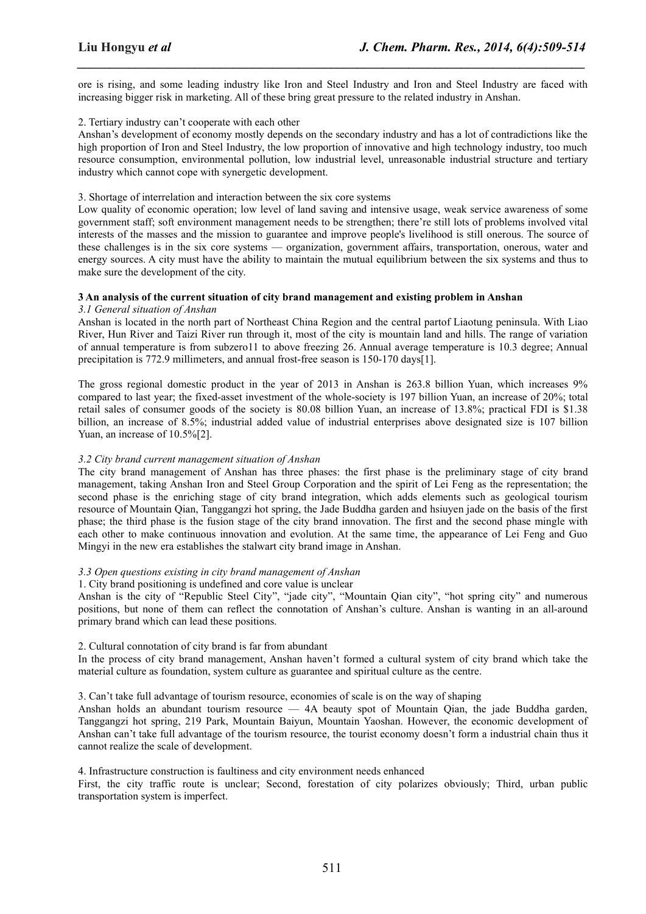ore is rising, and some leading industry like Iron and Steel Industry and Iron and Steel Industry are faced with increasing bigger risk in marketing. All of these bring great pressure to the related industry in Anshan.

2. Tertiary industry can't cooperate with each other

Anshan's development of economy mostly depends on the secondary industry and has a lot of contradictions like the high proportion of Iron and Steel Industry, the low proportion of innovative and high technology industry, too much resource consumption, environmental pollution, low industrial level, unreasonable industrial structure and tertiary industry which cannot cope with synergetic development.

3. Shortage of interrelation and interaction between the six core systems

Low quality of economic operation; low level of land saving and intensive usage, weak service awareness of some government staff; soft environment management needs to be strengthen; there're still lots of problems involved vital interests of the masses and the mission to guarantee and improve people's livelihood is still onerous. The source of these challenges is in the six core systems — organization, government affairs, transportation, onerous, water and energy sources. A city must have the ability to maintain the mutual equilibrium between the six systems and thus to make sure the development of the city.

## 3 An analysis of the current situation of city brand management and existing problem in Anshan

### *3.1 General situation of Anshan*

Anshan is located in the north part of Northeast China Region and the central partof Liaotung peninsula. With Liao River, Hun River and Taizi River run through it, most of the city is mountain land and hills. The range of variation of annual temperature is from subzero11 to above freezing 26. Annual average temperature is 10.3 degree; Annual precipitation is 772.9 millimeters, and annual frost-free season is 150-170 days[1].

The gross regional domestic product in the year of 2013 in Anshan is 263.8 billion Yuan, which increases 9% compared to last year; the fixed-asset investment of the whole-society is 197 billion Yuan, an increase of 20%; total retail sales of consumer goods of the society is 80.08 billion Yuan, an increase of 13.8%; practical FDI is $1.38 billion, an increase of 8.5%; industrial added value of industrial enterprises above designated size is 107 billion Yuan, an increase of 10.5%[2].

### *3.2 City brand current management situation of Anshan*

The city brand management of Anshan has three phases: the first phase is the preliminary stage of city brand management, taking Anshan Iron and Steel Group Corporation and the spirit of Lei Feng as the representation; the second phase is the enriching stage of city brand integration, which adds elements such as geological tourism resource of Mountain Qian, Tanggangzi hot spring, the Jade Buddha garden and hsiuyen jade on the basis of the first phase; the third phase is the fusion stage of the city brand innovation. The first and the second phase mingle with each other to make continuous innovation and evolution. At the same time, the appearance of Lei Feng and Guo Mingyi in the new era establishes the stalwart city brand image in Anshan.

### *3.3 Open questions existing in city brand management of Anshan*

1. City brand positioning is undefined and core value is unclear

Anshan is the city of "Republic Steel City", "jade city", "Mountain Qian city", "hot spring city" and numerous positions, but none of them can reflect the connotation of Anshan's culture. Anshan is wanting in an all-around primary brand which can lead these positions.

2. Cultural connotation of city brand is far from abundant

In the process of city brand management, Anshan haven't formed a cultural system of city brand which take the material culture as foundation, system culture as guarantee and spiritual culture as the centre.

3. Can't take full advantage of tourism resource, economies of scale is on the way of shaping

Anshan holds an abundant tourism resource — 4A beauty spot of Mountain Qian, the jade Buddha garden, Tanggangzi hot spring, 219 Park, Mountain Baiyun, Mountain Yaoshan. However, the economic development of Anshan can't take full advantage of the tourism resource, the tourist economy doesn't form a industrial chain thus it cannot realize the scale of development.

4. Infrastructure construction is faultiness and city environment needs enhanced

First, the city traffic route is unclear; Second, forestation of city polarizes obviously; Third, urban public transportation system is imperfect.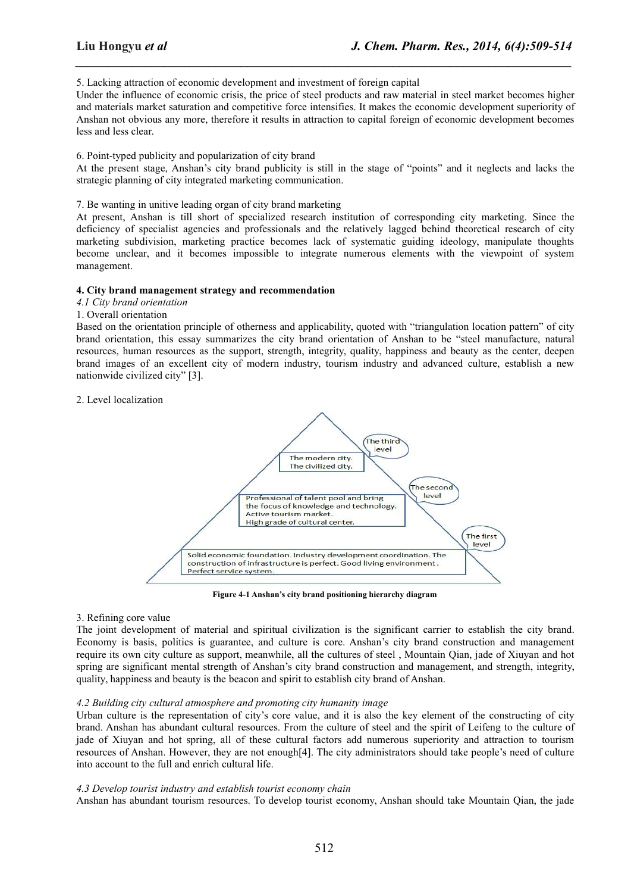5. Lacking attraction of economic development and investment of foreign capital

Under the influence of economic crisis, the price of steel products and raw material in steel market becomes higher and materials market saturation and competitive force intensifies. It makes the economic development superiority of Anshan not obvious any more, therefore it results in attraction to capital foreign of economic development becomes less and less clear.

6. Point-typed publicity and popularization of city brand

At the present stage, Anshan's city brand publicity is still in the stage of "points" and it neglects and lacks the strategic planning of city integrated marketing communication.

7. Be wanting in unitive leading organ of city brand marketing

At present, Anshan is till short of specialized research institution of corresponding city marketing. Since the deficiency of specialist agencies and professionals and the relatively lagged behind theoretical research of city marketing subdivision, marketing practice becomes lack of systematic guiding ideology, manipulate thoughts become unclear, and it becomes impossible to integrate numerous elements with the viewpoint of system management.

**4. City brand management strategy and recommendation**

*4.1 City brand orientation*

1. Overall orientation

Based on the orientation principle of otherness and applicability, quoted with "triangulation location pattern" of city brand orientation, this essay summarizes the city brand orientation of Anshan to be "steel manufacture, natural resources, human resources as the support, strength, integrity, quality, happiness and beauty as the center, deepen brand images of an excellent city of modern industry, tourism industry and advanced culture, establish a new nationwide civilized city" [3].

2. Level localization

The third level: The modern city. The civilized city.

The second level: Professional of talent pool and bring the focus of knowledge and technology. Active tourism market. High grade of cultural center.

The first level: Solid economic foundation. Industry development coordination. The construction of infrastructure is perfect. Good living environment. Perfect service system.

**Figure 4-1 Anshan's city brand positioning hierarchy diagram**

3. Refining core value

The joint development of material and spiritual civilization is the significant carrier to establish the city brand. Economy is basis, politics is guarantee, and culture is core. Anshan's city brand construction and management require its own city culture as support, meanwhile, all the cultures of steel , Mountain Qian, jade of Xiuyan and hot spring are significant mental strength of Anshan's city brand construction and management, and strength, integrity, quality, happiness and beauty is the beacon and spirit to establish city brand of Anshan.

*4.2 Building city cultural atmosphere and promoting city humanity image*

Urban culture is the representation of city's core value, and it is also the key element of the constructing of city brand. Anshan has abundant cultural resources. From the culture of steel and the spirit of Leifeng to the culture of jade of Xiuyan and hot spring, all of these cultural factors add numerous superiority and attraction to tourism resources of Anshan. However, they are not enough[4]. The city administrators should take people's need of culture into account to the full and enrich cultural life.

*4.3 Develop tourist industry and establish tourist economy chain*

Anshan has abundant tourism resources. To develop tourist economy, Anshan should take Mountain Qian, the jade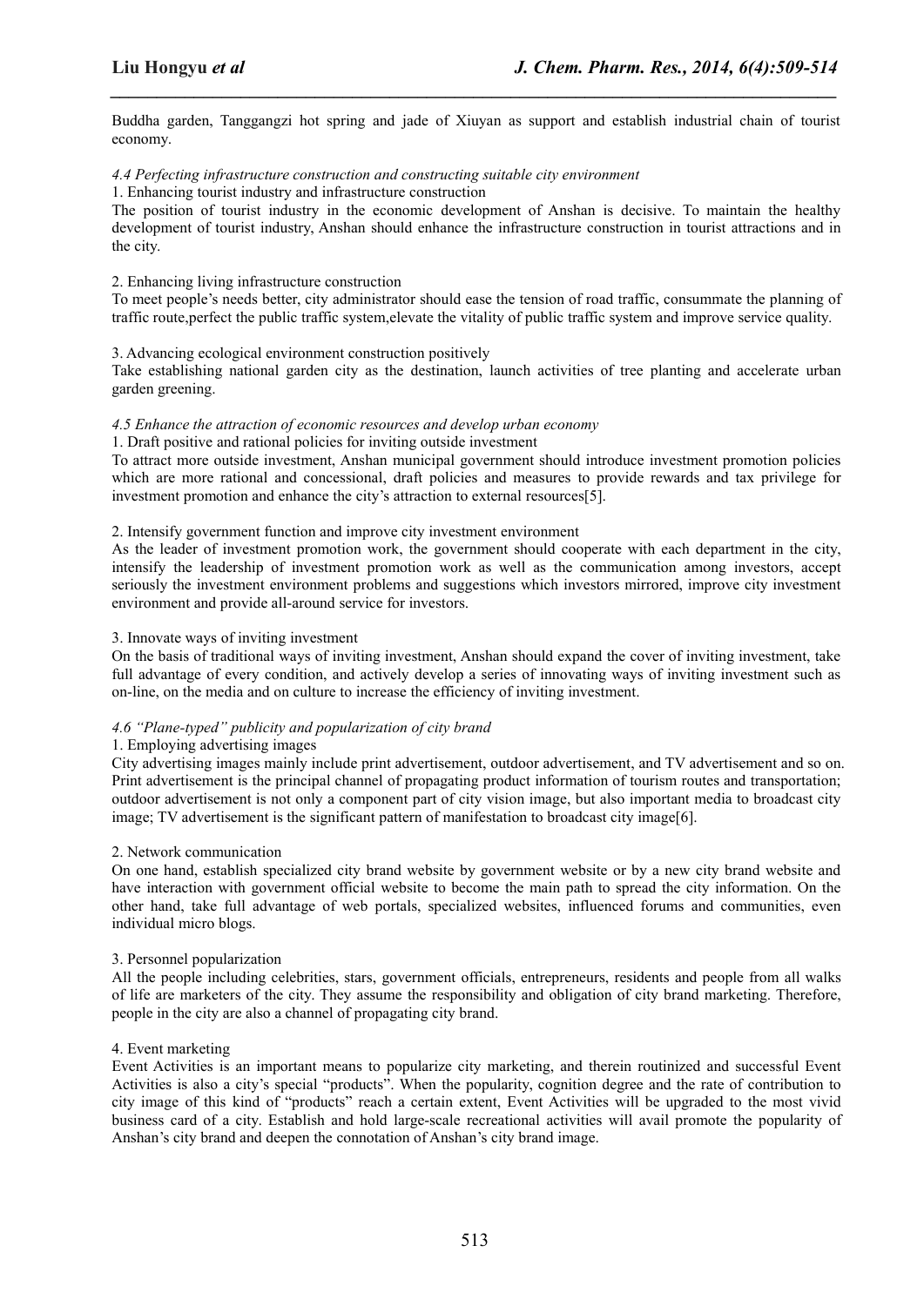Buddha garden, Tanggangzi hot spring and jade of Xiuyan as support and establish industrial chain of tourist economy.

*4.4 Perfecting infrastructure construction and constructing suitable city environment*

1. Enhancing tourist industry and infrastructure construction

The position of tourist industry in the economic development of Anshan is decisive. To maintain the healthy development of tourist industry, Anshan should enhance the infrastructure construction in tourist attractions and in the city.

2. Enhancing living infrastructure construction

To meet people's needs better, city administrator should ease the tension of road traffic, consummate the planning of traffic route,perfect the public traffic system,elevate the vitality of public traffic system and improve service quality.

3. Advancing ecological environment construction positively

Take establishing national garden city as the destination, launch activities of tree planting and accelerate urban garden greening.

*4.5 Enhance the attraction of economic resources and develop urban economy*

1. Draft positive and rational policies for inviting outside investment

To attract more outside investment, Anshan municipal government should introduce investment promotion policies which are more rational and concessional, draft policies and measures to provide rewards and tax privilege for investment promotion and enhance the city's attraction to external resources[5].

2. Intensify government function and improve city investment environment

As the leader of investment promotion work, the government should cooperate with each department in the city, intensify the leadership of investment promotion work as well as the communication among investors, accept seriously the investment environment problems and suggestions which investors mirrored, improve city investment environment and provide all-around service for investors.

3. Innovate ways of inviting investment

On the basis of traditional ways of inviting investment, Anshan should expand the cover of inviting investment, take full advantage of every condition, and actively develop a series of innovating ways of inviting investment such as on-line, on the media and on culture to increase the efficiency of inviting investment.

*4.6 "Plane-typed" publicity and popularization of city brand*

1. Employing advertising images

City advertising images mainly include print advertisement, outdoor advertisement, and TV advertisement and so on. Print advertisement is the principal channel of propagating product information of tourism routes and transportation; outdoor advertisement is not only a component part of city vision image, but also important media to broadcast city image; TV advertisement is the significant pattern of manifestation to broadcast city image[6].

2. Network communication

On one hand, establish specialized city brand website by government website or by a new city brand website and have interaction with government official website to become the main path to spread the city information. On the other hand, take full advantage of web portals, specialized websites, influenced forums and communities, even individual micro blogs.

3. Personnel popularization

All the people including celebrities, stars, government officials, entrepreneurs, residents and people from all walks of life are marketers of the city. They assume the responsibility and obligation of city brand marketing. Therefore, people in the city are also a channel of propagating city brand.

4. Event marketing

Event Activities is an important means to popularize city marketing, and therein routinized and successful Event Activities is also a city's special "products". When the popularity, cognition degree and the rate of contribution to city image of this kind of "products" reach a certain extent, Event Activities will be upgraded to the most vivid business card of a city. Establish and hold large-scale recreational activities will avail promote the popularity of Anshan's city brand and deepen the connotation of Anshan's city brand image.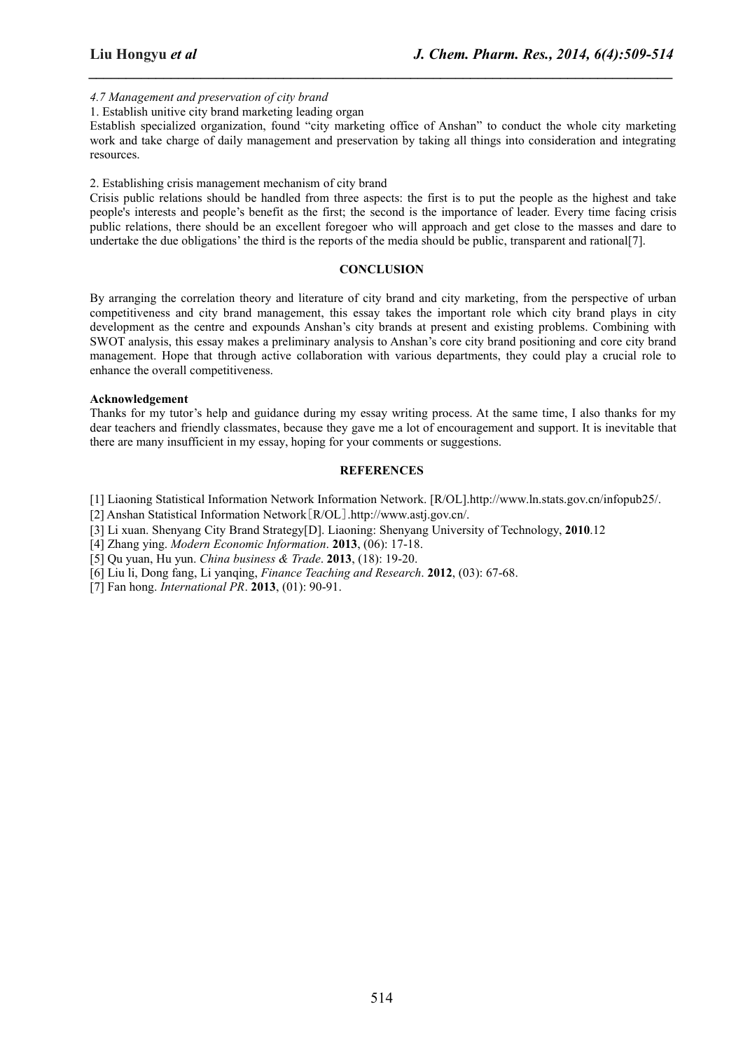*4.7 Management and preservation of city brand*

1. Establish unitive city brand marketing leading organ

Establish specialized organization, found "city marketing office of Anshan" to conduct the whole city marketing work and take charge of daily management and preservation by taking all things into consideration and integrating resources.

2. Establishing crisis management mechanism of city brand

Crisis public relations should be handled from three aspects: the first is to put the people as the highest and take people's interests and people's benefit as the first; the second is the importance of leader. Every time facing crisis public relations, there should be an excellent foregoer who will approach and get close to the masses and dare to undertake the due obligations' the third is the reports of the media should be public, transparent and rational[7].

## CONCLUSION

By arranging the correlation theory and literature of city brand and city marketing, from the perspective of urban competitiveness and city brand management, this essay takes the important role which city brand plays in city development as the centre and expounds Anshan's city brands at present and existing problems. Combining with SWOT analysis, this essay makes a preliminary analysis to Anshan's core city brand positioning and core city brand management. Hope that through active collaboration with various departments, they could play a crucial role to enhance the overall competitiveness.

**Acknowledgement**

Thanks for my tutor's help and guidance during my essay writing process. At the same time, I also thanks for my dear teachers and friendly classmates, because they gave me a lot of encouragement and support. It is inevitable that there are many insufficient in my essay, hoping for your comments or suggestions.

## REFERENCES

[1] Liaoning Statistical Information Network Information Network. [R/OL].http://www.ln.stats.gov.cn/infopub25/.

[2] Anshan Statistical Information Network［R/OL］.http://www.astj.gov.cn/.

[3] Li xuan. Shenyang City Brand Strategy[D]. Liaoning: Shenyang University of Technology, **2010**.12

[4] Zhang ying. *Modern Economic Information*. **2013**, (06): 17-18.

[5] Qu yuan, Hu yun. *China business & Trade*. **2013**, (18): 19-20.

[6] Liu li, Dong fang, Li yanqing, *Finance Teaching and Research*. **2012**, (03): 67-68.

[7] Fan hong. *International PR*. **2013**, (01): 90-91.